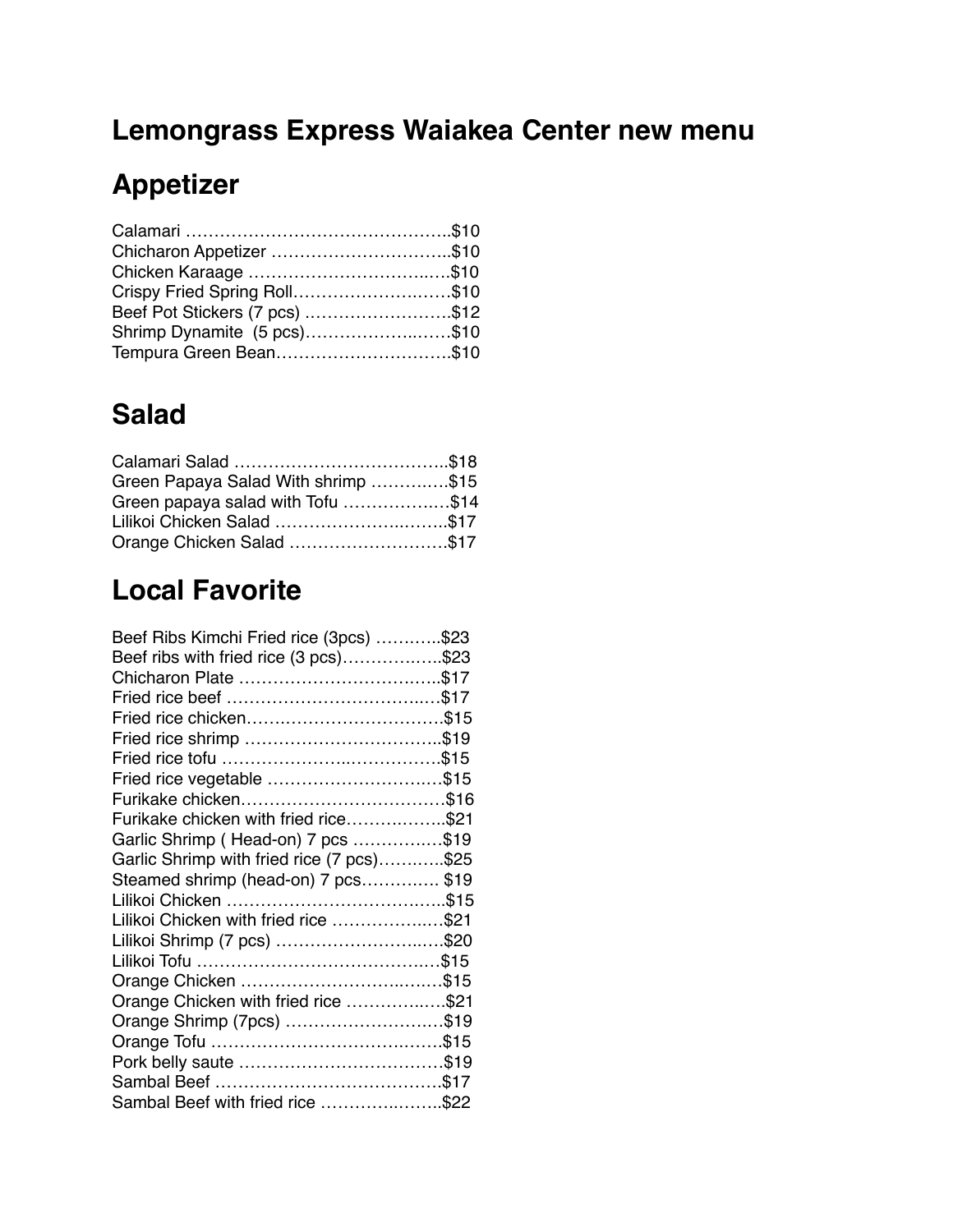# Lemongrass Express Waiakea Center new menu

## Appetizer

Calamari ………………………………………..$10
Chicharon Appetizer …………………………..$10
Chicken Karaage …………………………..….$10
Crispy Fried Spring Roll……………………..….$10
Beef Pot Stickers (7 pcs) …………………….$12
Shrimp Dynamite (5 pcs)…………………..……$10
Tempura Green Bean………………………….$10

## Salad

Calamari Salad ………………………………..$18
Green Papaya Salad With shrimp ……….….$15
Green papaya salad with Tofu ………………..$14
Lilikoi Chicken Salad ……………………..……..$17
Orange Chicken Salad ……………………….$17

## Local Favorite

Beef Ribs Kimchi Fried rice (3pcs) ………..$23
Beef ribs with fried rice (3 pcs)……………..$23
Chicharon Plate ……………………………..…..$17
Fried rice beef …………………………….…$17
Fried rice chicken…….……………………….$15
Fried rice shrimp ……………………………..$19
Fried rice tofu ………………….…………….$15
Fried rice vegetable ……………………….…$15
Furikake chicken………………………………$16
Furikake chicken with fried rice………….…..$21
Garlic Shrimp ( Head-on) 7 pcs ……….……$19
Garlic Shrimp with fried rice (7 pcs)………..$25
Steamed shrimp (head-on) 7 pcs…………. $19
Lilikoi Chicken ………………………………..$15
Lilikoi Chicken with fried rice ……………..…$21
Lilikoi Shrimp (7 pcs) ……………………..….$20
Lilikoi Tofu …………………………………..…$15
Orange Chicken ……………………..…….…$15
Orange Chicken with fried rice ………….….$21
Orange Shrimp (7pcs) …………………….…$19
Orange Tofu …………………………….…….$15
Pork belly saute ………………………………$19
Sambal Beef …………………………………$17
Sambal Beef with fried rice ……….….……..$22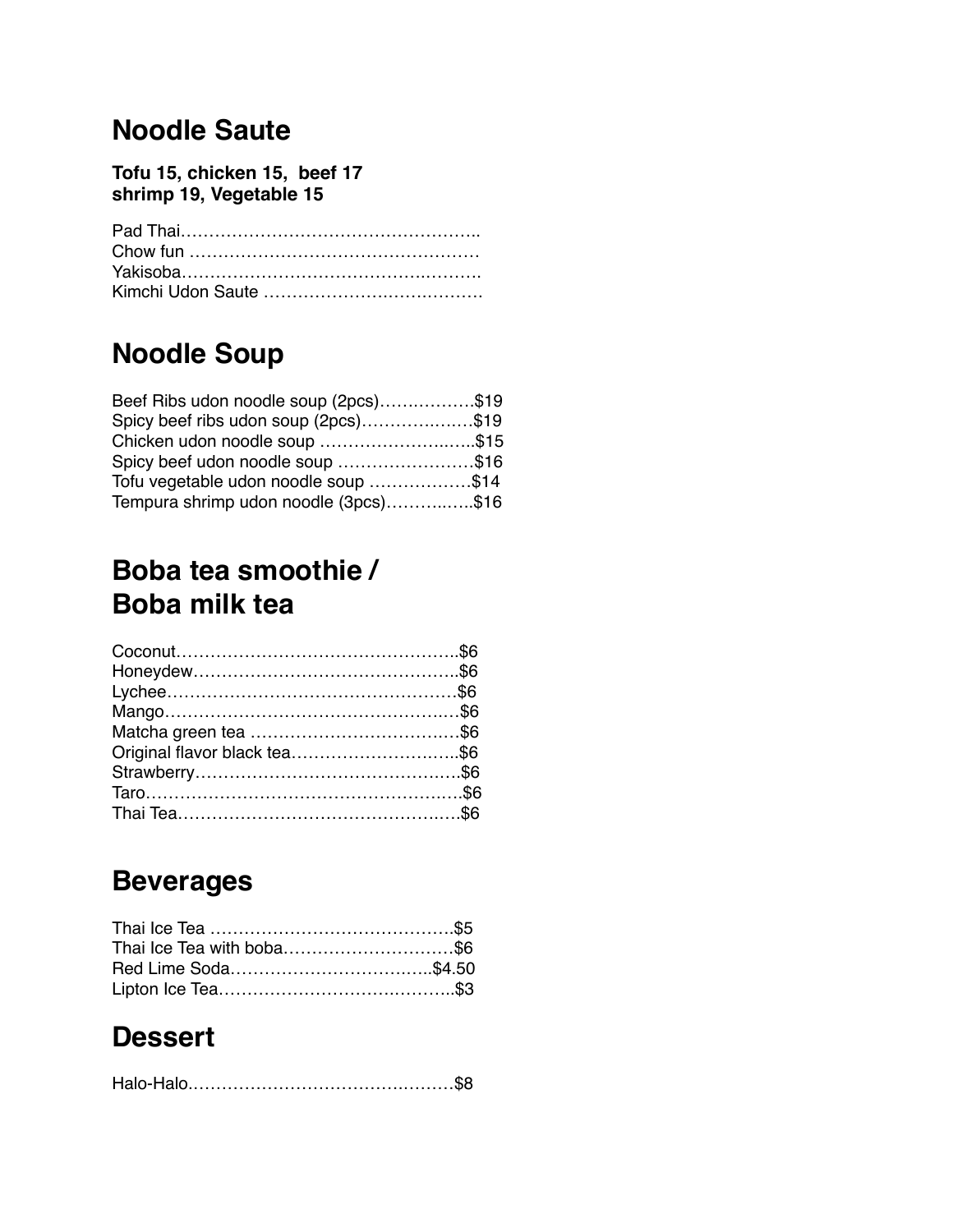## Noodle Saute

**Tofu 15, chicken 15, beef 17**
**shrimp 19, Vegetable 15**

Pad Thai……………………………………………..
Chow fun ……………………………………………
Yakisoba……………………………………….……….
Kimchi Udon Saute ……………………….……………

## Noodle Soup

Beef Ribs udon noodle soup (2pcs)……………..$19
Spicy beef ribs udon soup (2pcs)……………..….$19
Chicken udon noodle soup ……………………..…..$15
Spicy beef udon noodle soup ……………………$16
Tofu vegetable udon noodle soup ………………$14
Tempura shrimp udon noodle (3pcs)………..…..$16

## Boba tea smoothie / Boba milk tea

Coconut…………………………………………..$6
Honeydew………………………………………..$6
Lychee……………………………………………$6
Mango……………………………………………$6
Matcha green tea ………………………………$6
Original flavor black tea………………………..$6
Strawberry……………………………………….$6
Taro……………………………………………….$6
Thai Tea……………………………………….….$6

## Beverages

Thai Ice Tea ……………………………………$5
Thai Ice Tea with boba…………………………$6
Red Lime Soda……………………………..$4.50
Lipton Ice Tea………………………….………..$3

## Dessert

Halo-Halo…………………………………………$8